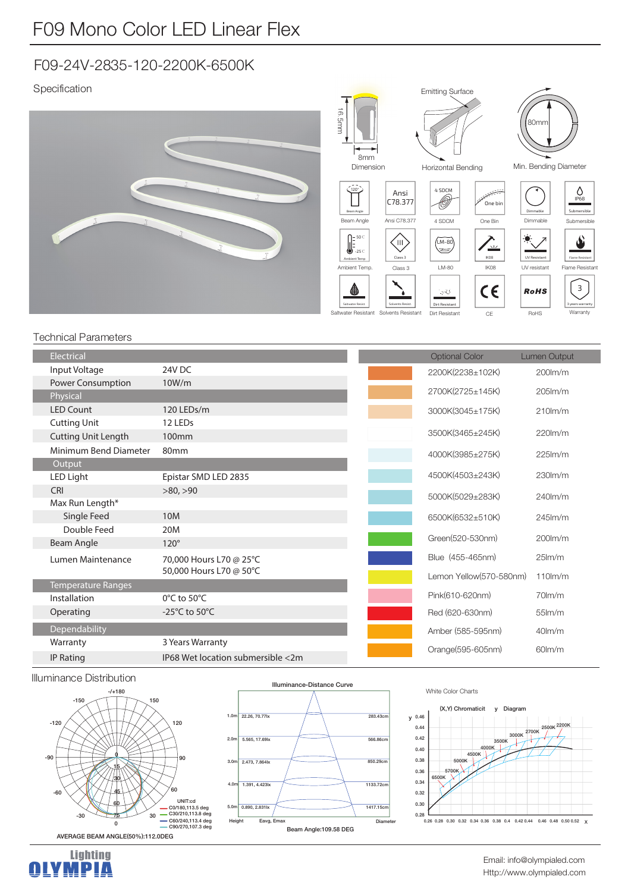# F09 Mono Color LED Linear Flex

## F09-24V-2835-120-2200K-6500K

### Specification

16.5mm
8mm
Dimension

Emitting Surface
Horizontal Bending

80mm
Min. Bending Diameter

Beam Angle | Ansi C78.377 | 4 SDCM | One Bin | Dimmable | Submersible

Ambient Temp. | Class 3 | LM-80 | IK08 | UV resistant | Flame Resistant

Saltwater Resistant | Solvents Resistant | Dirt Resistant | CE | RoHS | Warranty

### Technical Parameters

| Electrical | |
|---|---|
| Input Voltage | 24V DC |
| Power Consumption | 10W/m |
| **Physical** | |
| LED Count | 120 LEDs/m |
| Cutting Unit | 12 LEDs |
| Cutting Unit Length | 100mm |
| Minimum Bend Diameter | 80mm |
| **Output** | |
| LED Light | Epistar SMD LED 2835 |
| CRI | >80, >90 |
| Max Run Length* | |
| Single Feed | 10M |
| Double Feed | 20M |
| Beam Angle | 120° |
| Lumen Maintenance | 70,000 Hours L70 @ 25°C<br>50,000 Hours L70 @ 50°C |
| **Temperature Ranges** | |
| Installation | 0°C to 50°C |
| Operating | -25°C to 50°C |
| **Dependability** | |
| Warranty | 3 Years Warranty |
| IP Rating | IP68 Wet location submersible <2m |

| Optional Color | Lumen Output |
|---|---|
| 2200K(2238±102K) | 200lm/m |
| 2700K(2725±145K) | 205lm/m |
| 3000K(3045±175K) | 210lm/m |
| 3500K(3465±245K) | 220lm/m |
| 4000K(3985±275K) | 225lm/m |
| 4500K(4503±243K) | 230lm/m |
| 5000K(5029±283K) | 240lm/m |
| 6500K(6532±510K) | 245lm/m |
| Green(520-530nm) | 200lm/m |
| Blue (455-465nm) | 25lm/m |
| Lemon Yellow(570-580nm) | 110lm/m |
| Pink(610-620nm) | 70lm/m |
| Red (620-630nm) | 55lm/m |
| Amber (585-595nm) | 40lm/m |
| Orange(595-605nm) | 60lm/m |

### Illuminance Distribution

UNIT:cd
C0/180,113.5 deg
C30/210,113.8 deg
C60/240,113.4 deg
C90/270,107.3 deg

AVERAGE BEAM ANGLE(50%):112.0DEG

**Illuminance-Distance Curve**

| Height | Eavg, Emax | Diameter |
|---|---|---|
| 1.0m | 22.26, 70.77lx | 283.43cm |
| 2.0m | 5.565, 17.69lx | 566.86cm |
| 3.0m | 2.473, 7.864lx | 850.29cm |
| 4.0m | 1.391, 4.423lx | 1133.72cm |
| 5.0m | 0.890, 2.831lx | 1417.15cm |

Beam Angle:109.58 DEG

White Color Charts

(X,Y) Chromaticit y Diagram

Email: info@olympialed.com
Http://www.olympialed.com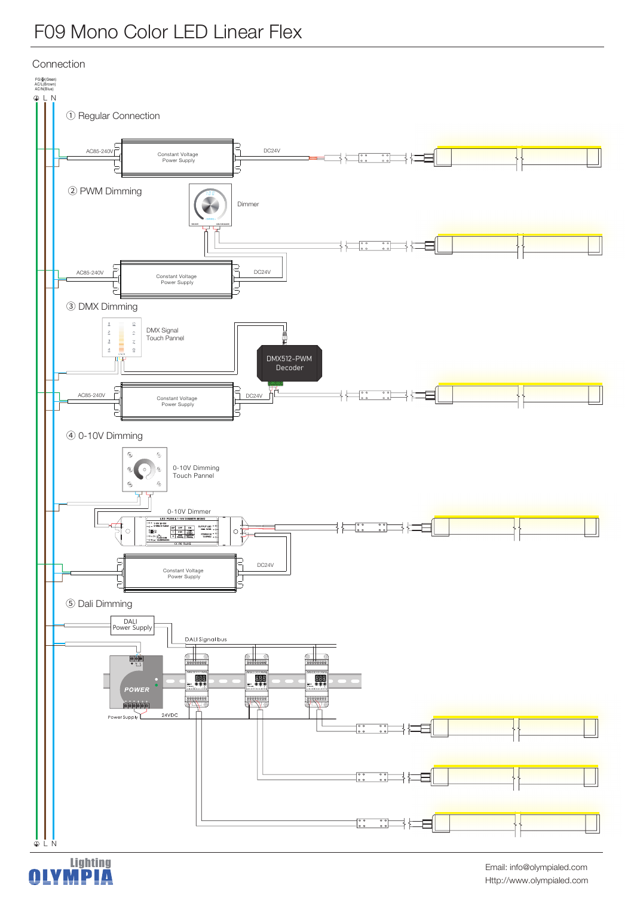# F09 Mono Color LED Linear Flex

## Connection

FG⏚(Green)
AC/L(Brown)
AC/N(Blue)

⏚ L N

① Regular Connection

AC85-240V

Constant Voltage
Power Supply

DC24V

② PWM Dimming

Dimmer

AC85-240V

Constant Voltage
Power Supply

DC24V

③ DMX Dimming

DMX Signal
Touch Pannel

DMX512-PWM
Decoder

AC85-240V

Constant Voltage
Power Supply

DC24V

④ 0-10V Dimming

0-10V Dimming
Touch Pannel

0-10V Dimmer

Constant Voltage
Power Supply

DC24V

⑤ Dali Dimming

DALI
Power Supply

DALI Signal bus

POWER

Power Supply

24VDC

⏚ L N

Email: info@olympialed.com
Http://www.olympialed.com